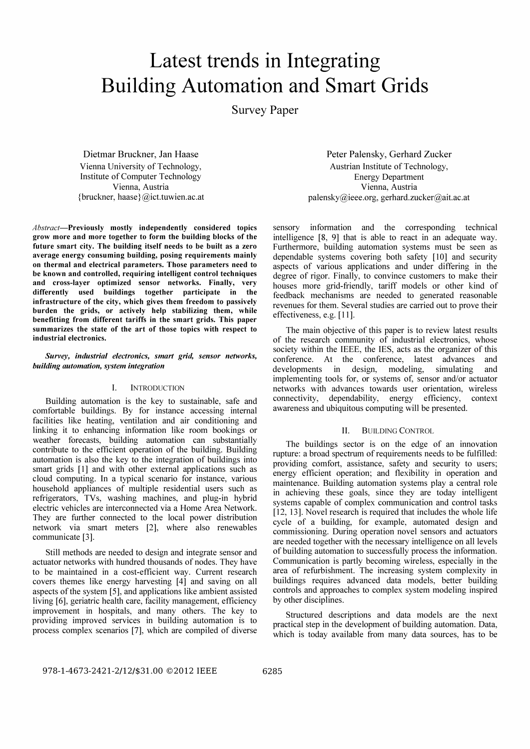# Latest trends in Integrating Building Automation and Smart Grids

Survey Paper

Dietmar Bruckner, Jan Haase
Vienna University of Technology,
Institute of Computer Technology
Vienna, Austria
{bruckner, haase}@ict.tuwien.ac.at

Peter Palensky, Gerhard Zucker
Austrian Institute of Technology,
Energy Department
Vienna, Austria
palensky@ieee.org, gerhard.zucker@ait.ac.at

*Abstract*—**Previously mostly independently considered topics grow more and more together to form the building blocks of the future smart city. The building itself needs to be built as a zero average energy consuming building, posing requirements mainly on thermal and electrical parameters. Those parameters need to be known and controlled, requiring intelligent control techniques and cross-layer optimized sensor networks. Finally, very differently used buildings together participate in the infrastructure of the city, which gives them freedom to passively burden the grids, or actively help stabilizing them, while benefitting from different tariffs in the smart grids. This paper summarizes the state of the art of those topics with respect to industrial electronics.**

***Survey, industrial electronics, smart grid, sensor networks, building automation, system integration***

## I. Introduction

Building automation is the key to sustainable, safe and comfortable buildings. By for instance accessing internal facilities like heating, ventilation and air conditioning and linking it to enhancing information like room bookings or weather forecasts, building automation can substantially contribute to the efficient operation of the building. Building automation is also the key to the integration of buildings into smart grids [1] and with other external applications such as cloud computing. In a typical scenario for instance, various household appliances of multiple residential users such as refrigerators, TVs, washing machines, and plug-in hybrid electric vehicles are interconnected via a Home Area Network. They are further connected to the local power distribution network via smart meters [2], where also renewables communicate [3].

Still methods are needed to design and integrate sensor and actuator networks with hundred thousands of nodes. They have to be maintained in a cost-efficient way. Current research covers themes like energy harvesting [4] and saving on all aspects of the system [5], and applications like ambient assisted living [6], geriatric health care, facility management, efficiency improvement in hospitals, and many others. The key to providing improved services in building automation is to process complex scenarios [7], which are compiled of diverse sensory information and the corresponding technical intelligence [8, 9] that is able to react in an adequate way. Furthermore, building automation systems must be seen as dependable systems covering both safety [10] and security aspects of various applications and under differing in the degree of rigor. Finally, to convince customers to make their houses more grid-friendly, tariff models or other kind of feedback mechanisms are needed to generated reasonable revenues for them. Several studies are carried out to prove their effectiveness, e.g. [11].

The main objective of this paper is to review latest results of the research community of industrial electronics, whose society within the IEEE, the IES, acts as the organizer of this conference. At the conference, latest advances and developments in design, modeling, simulating and implementing tools for, or systems of, sensor and/or actuator networks with advances towards user orientation, wireless connectivity, dependability, energy efficiency, context awareness and ubiquitous computing will be presented.

## II. Building Control

The buildings sector is on the edge of an innovation rupture: a broad spectrum of requirements needs to be fulfilled: providing comfort, assistance, safety and security to users; energy efficient operation; and flexibility in operation and maintenance. Building automation systems play a central role in achieving these goals, since they are today intelligent systems capable of complex communication and control tasks [12, 13]. Novel research is required that includes the whole life cycle of a building, for example, automated design and commissioning. During operation novel sensors and actuators are needed together with the necessary intelligence on all levels of building automation to successfully process the information. Communication is partly becoming wireless, especially in the area of refurbishment. The increasing system complexity in buildings requires advanced data models, better building controls and approaches to complex system modeling inspired by other disciplines.

Structured descriptions and data models are the next practical step in the development of building automation. Data, which is today available from many data sources, has to be

978-1-4673-2421-2/12/$31.00 ©2012 IEEE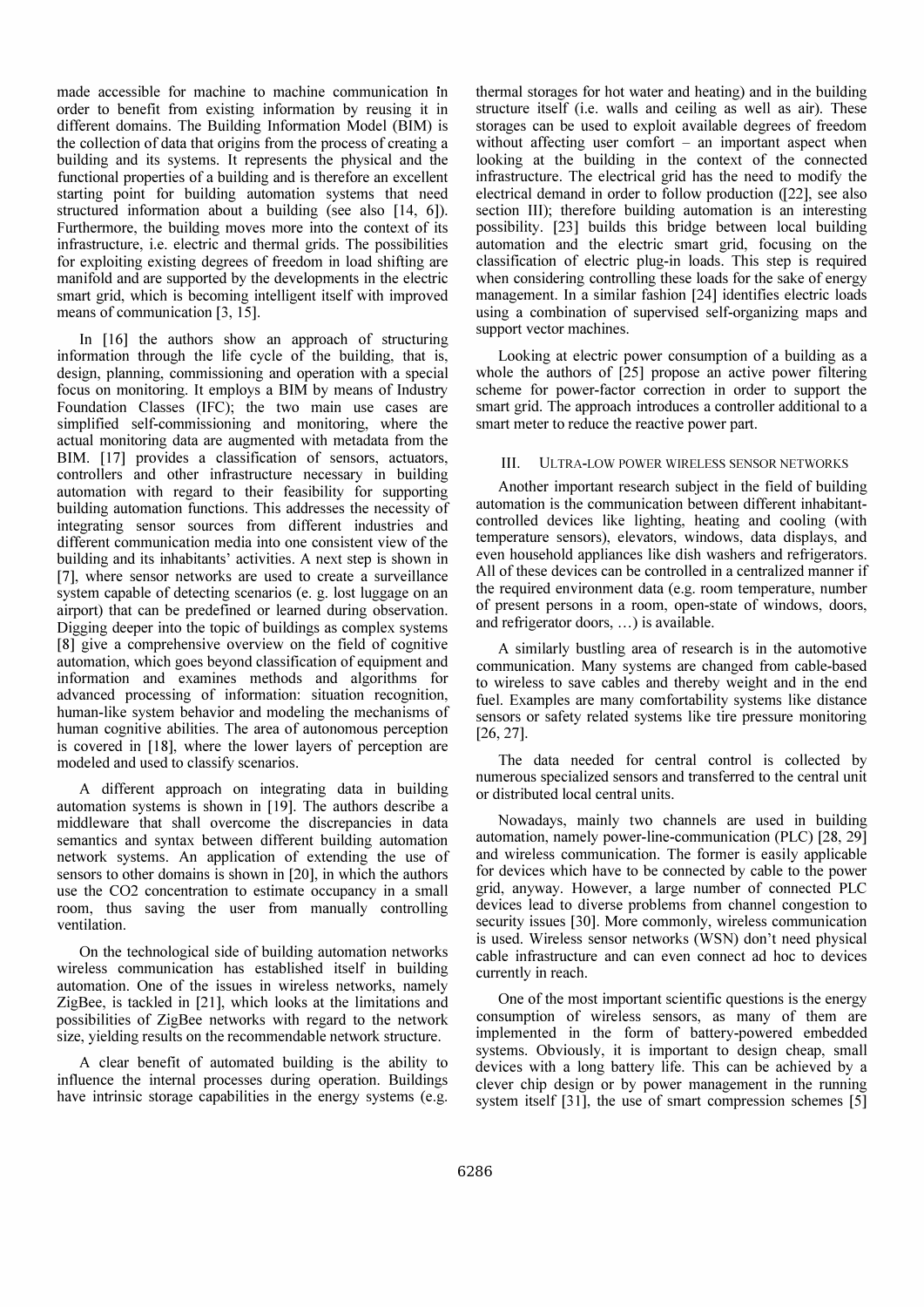made accessible for machine to machine communication in order to benefit from existing information by reusing it in different domains. The Building Information Model (BIM) is the collection of data that origins from the process of creating a building and its systems. It represents the physical and the functional properties of a building and is therefore an excellent starting point for building automation systems that need structured information about a building (see also [14, 6]). Furthermore, the building moves more into the context of its infrastructure, i.e. electric and thermal grids. The possibilities for exploiting existing degrees of freedom in load shifting are manifold and are supported by the developments in the electric smart grid, which is becoming intelligent itself with improved means of communication [3, 15].

In [16] the authors show an approach of structuring information through the life cycle of the building, that is, design, planning, commissioning and operation with a special focus on monitoring. It employs a BIM by means of Industry Foundation Classes (IFC); the two main use cases are simplified self-commissioning and monitoring, where the actual monitoring data are augmented with metadata from the BIM. [17] provides a classification of sensors, actuators, controllers and other infrastructure necessary in building automation with regard to their feasibility for supporting building automation functions. This addresses the necessity of integrating sensor sources from different industries and different communication media into one consistent view of the building and its inhabitants' activities. A next step is shown in [7], where sensor networks are used to create a surveillance system capable of detecting scenarios (e. g. lost luggage on an airport) that can be predefined or learned during observation. Digging deeper into the topic of buildings as complex systems [8] give a comprehensive overview on the field of cognitive automation, which goes beyond classification of equipment and information and examines methods and algorithms for advanced processing of information: situation recognition, human-like system behavior and modeling the mechanisms of human cognitive abilities. The area of autonomous perception is covered in [18], where the lower layers of perception are modeled and used to classify scenarios.

A different approach on integrating data in building automation systems is shown in [19]. The authors describe a middleware that shall overcome the discrepancies in data semantics and syntax between different building automation network systems. An application of extending the use of sensors to other domains is shown in [20], in which the authors use the $CO_2$ concentration to estimate occupancy in a small room, thus saving the user from manually controlling ventilation.

On the technological side of building automation networks wireless communication has established itself in building automation. One of the issues in wireless networks, namely ZigBee, is tackled in [21], which looks at the limitations and possibilities of ZigBee networks with regard to the network size, yielding results on the recommendable network structure.

A clear benefit of automated building is the ability to influence the internal processes during operation. Buildings have intrinsic storage capabilities in the energy systems (e.g. thermal storages for hot water and heating) and in the building structure itself (i.e. walls and ceiling as well as air). These storages can be used to exploit available degrees of freedom without affecting user comfort – an important aspect when looking at the building in the context of the connected infrastructure. The electrical grid has the need to modify the electrical demand in order to follow production ([22], see also section III); therefore building automation is an interesting possibility. [23] builds this bridge between local building automation and the electric smart grid, focusing on the classification of electric plug-in loads. This step is required when considering controlling these loads for the sake of energy management. In a similar fashion [24] identifies electric loads using a combination of supervised self-organizing maps and support vector machines.

Looking at electric power consumption of a building as a whole the authors of [25] propose an active power filtering scheme for power-factor correction in order to support the smart grid. The approach introduces a controller additional to a smart meter to reduce the reactive power part.

## III. Ultra-low power wireless sensor networks

Another important research subject in the field of building automation is the communication between different inhabitant-controlled devices like lighting, heating and cooling (with temperature sensors), elevators, windows, data displays, and even household appliances like dish washers and refrigerators. All of these devices can be controlled in a centralized manner if the required environment data (e.g. room temperature, number of present persons in a room, open-state of windows, doors, and refrigerator doors, …) is available.

A similarly bustling area of research is in the automotive communication. Many systems are changed from cable-based to wireless to save cables and thereby weight and in the end fuel. Examples are many comfortability systems like distance sensors or safety related systems like tire pressure monitoring [26, 27].

The data needed for central control is collected by numerous specialized sensors and transferred to the central unit or distributed local central units.

Nowadays, mainly two channels are used in building automation, namely power-line-communication (PLC) [28, 29] and wireless communication. The former is easily applicable for devices which have to be connected by cable to the power grid, anyway. However, a large number of connected PLC devices lead to diverse problems from channel congestion to security issues [30]. More commonly, wireless communication is used. Wireless sensor networks (WSN) don't need physical cable infrastructure and can even connect ad hoc to devices currently in reach.

One of the most important scientific questions is the energy consumption of wireless sensors, as many of them are implemented in the form of battery-powered embedded systems. Obviously, it is important to design cheap, small devices with a long battery life. This can be achieved by a clever chip design or by power management in the running system itself [31], the use of smart compression schemes [5]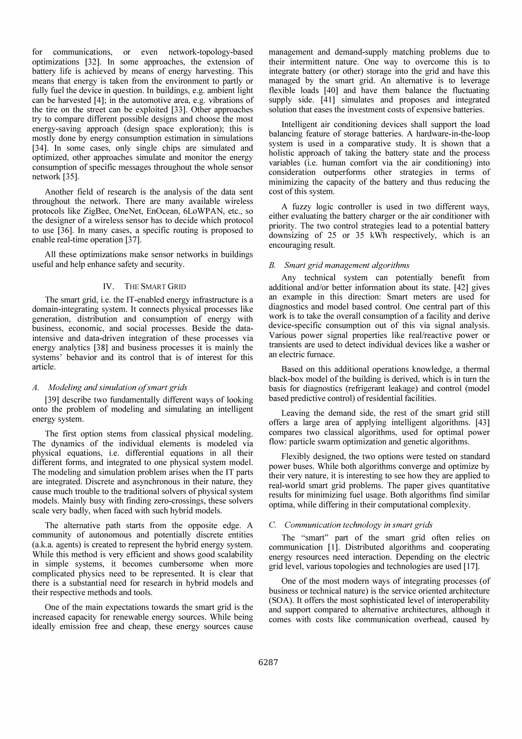for communications, or even network-topology-based optimizations [32]. In some approaches, the extension of battery life is achieved by means of energy harvesting. This means that energy is taken from the environment to partly or fully fuel the device in question. In buildings, e.g. ambient light can be harvested [4]; in the automotive area, e.g. vibrations of the tire on the street can be exploited [33]. Other approaches try to compare different possible designs and choose the most energy-saving approach (design space exploration); this is mostly done by energy consumption estimation in simulations [34]. In some cases, only single chips are simulated and optimized, other approaches simulate and monitor the energy consumption of specific messages throughout the whole sensor network [35].

Another field of research is the analysis of the data sent throughout the network. There are many available wireless protocols like ZigBee, OneNet, EnOcean, 6LoWPAN, etc., so the designer of a wireless sensor has to decide which protocol to use [36]. In many cases, a specific routing is proposed to enable real-time operation [37].

All these optimizations make sensor networks in buildings useful and help enhance safety and security.

## IV. The Smart Grid

The smart grid, i.e. the IT-enabled energy infrastructure is a domain-integrating system. It connects physical processes like generation, distribution and consumption of energy with business, economic, and social processes. Beside the data-intensive and data-driven integration of these processes via energy analytics [38] and business processes it is mainly the systems' behavior and its control that is of interest for this article.

### A. Modeling and simulation of smart grids

[39] describe two fundamentally different ways of looking onto the problem of modeling and simulating an intelligent energy system.

The first option stems from classical physical modeling. The dynamics of the individual elements is modeled via physical equations, i.e. differential equations in all their different forms, and integrated to one physical system model. The modeling and simulation problem arises when the IT parts are integrated. Discrete and asynchronous in their nature, they cause much trouble to the traditional solvers of physical system models. Mainly busy with finding zero-crossings, these solvers scale very badly, when faced with such hybrid models.

The alternative path starts from the opposite edge. A community of autonomous and potentially discrete entities (a.k.a. agents) is created to represent the hybrid energy system. While this method is very efficient and shows good scalability in simple systems, it becomes cumbersome when more complicated physics need to be represented. It is clear that there is a substantial need for research in hybrid models and their respective methods and tools.

One of the main expectations towards the smart grid is the increased capacity for renewable energy sources. While being ideally emission free and cheap, these energy sources cause management and demand-supply matching problems due to their intermittent nature. One way to overcome this is to integrate battery (or other) storage into the grid and have this managed by the smart grid. An alternative is to leverage flexible loads [40] and have them balance the fluctuating supply side. [41] simulates and proposes and integrated solution that eases the investment costs of expensive batteries.

Intelligent air conditioning devices shall support the load balancing feature of storage batteries. A hardware-in-the-loop system is used in a comparative study. It is shown that a holistic approach of taking the battery state and the process variables (i.e. human comfort via the air conditioning) into consideration outperforms other strategies in terms of minimizing the capacity of the battery and thus reducing the cost of this system.

A fuzzy logic controller is used in two different ways, either evaluating the battery charger or the air conditioner with priority. The two control strategies lead to a potential battery downsizing of 25 or 35 kWh respectively, which is an encouraging result.

### B. Smart grid management algorithms

Any technical system can potentially benefit from additional and/or better information about its state. [42] gives an example in this direction: Smart meters are used for diagnostics and model based control. One central part of this work is to take the overall consumption of a facility and derive device-specific consumption out of this via signal analysis. Various power signal properties like real/reactive power or transients are used to detect individual devices like a washer or an electric furnace.

Based on this additional operations knowledge, a thermal black-box model of the building is derived, which is in turn the basis for diagnostics (refrigerant leakage) and control (model based predictive control) of residential facilities.

Leaving the demand side, the rest of the smart grid still offers a large area of applying intelligent algorithms. [43] compares two classical algorithms, used for optimal power flow: particle swarm optimization and genetic algorithms.

Flexibly designed, the two options were tested on standard power buses. While both algorithms converge and optimize by their very nature, it is interesting to see how they are applied to real-world smart grid problems. The paper gives quantitative results for minimizing fuel usage. Both algorithms find similar optima, while differing in their computational complexity.

### C. Communication technology in smart grids

The "smart" part of the smart grid often relies on communication [1]. Distributed algorithms and cooperating energy resources need interaction. Depending on the electric grid level, various topologies and technologies are used [17].

One of the most modern ways of integrating processes (of business or technical nature) is the service oriented architecture (SOA). It offers the most sophisticated level of interoperability and support compared to alternative architectures, although it comes with costs like communication overhead, caused by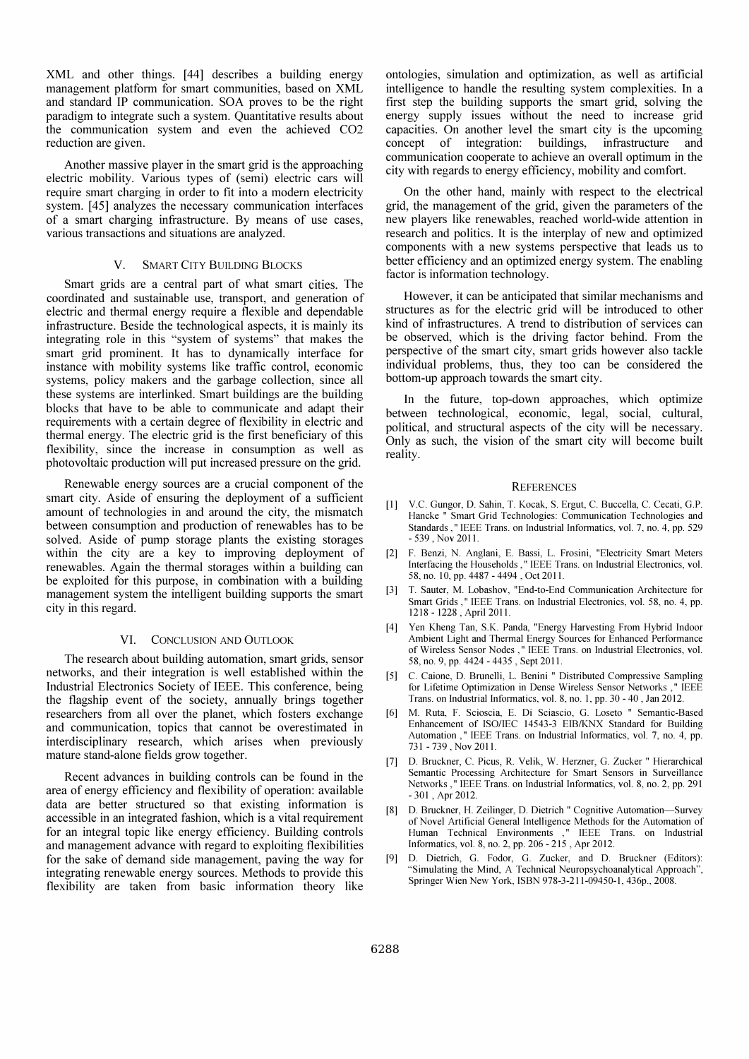XML and other things. [44] describes a building energy management platform for smart communities, based on XML and standard IP communication. SOA proves to be the right paradigm to integrate such a system. Quantitative results about the communication system and even the achieved CO2 reduction are given.

Another massive player in the smart grid is the approaching electric mobility. Various types of (semi) electric cars will require smart charging in order to fit into a modern electricity system. [45] analyzes the necessary communication interfaces of a smart charging infrastructure. By means of use cases, various transactions and situations are analyzed.

## V. Smart City Building Blocks

Smart grids are a central part of what smart cities. The coordinated and sustainable use, transport, and generation of electric and thermal energy require a flexible and dependable infrastructure. Beside the technological aspects, it is mainly its integrating role in this "system of systems" that makes the smart grid prominent. It has to dynamically interface for instance with mobility systems like traffic control, economic systems, policy makers and the garbage collection, since all these systems are interlinked. Smart buildings are the building blocks that have to be able to communicate and adapt their requirements with a certain degree of flexibility in electric and thermal energy. The electric grid is the first beneficiary of this flexibility, since the increase in consumption as well as photovoltaic production will put increased pressure on the grid.

Renewable energy sources are a crucial component of the smart city. Aside of ensuring the deployment of a sufficient amount of technologies in and around the city, the mismatch between consumption and production of renewables has to be solved. Aside of pump storage plants the existing storages within the city are a key to improving deployment of renewables. Again the thermal storages within a building can be exploited for this purpose, in combination with a building management system the intelligent building supports the smart city in this regard.

## VI. Conclusion and Outlook

The research about building automation, smart grids, sensor networks, and their integration is well established within the Industrial Electronics Society of IEEE. This conference, being the flagship event of the society, annually brings together researchers from all over the planet, which fosters exchange and communication, topics that cannot be overestimated in interdisciplinary research, which arises when previously mature stand-alone fields grow together.

Recent advances in building controls can be found in the area of energy efficiency and flexibility of operation: available data are better structured so that existing information is accessible in an integrated fashion, which is a vital requirement for an integral topic like energy efficiency. Building controls and management advance with regard to exploiting flexibilities for the sake of demand side management, paving the way for integrating renewable energy sources. Methods to provide this flexibility are taken from basic information theory like ontologies, simulation and optimization, as well as artificial intelligence to handle the resulting system complexities. In a first step the building supports the smart grid, solving the energy supply issues without the need to increase grid capacities. On another level the smart city is the upcoming concept of integration: buildings, infrastructure and communication cooperate to achieve an overall optimum in the city with regards to energy efficiency, mobility and comfort.

On the other hand, mainly with respect to the electrical grid, the management of the grid, given the parameters of the new players like renewables, reached world-wide attention in research and politics. It is the interplay of new and optimized components with a new systems perspective that leads us to better efficiency and an optimized energy system. The enabling factor is information technology.

However, it can be anticipated that similar mechanisms and structures as for the electric grid will be introduced to other kind of infrastructures. A trend to distribution of services can be observed, which is the driving factor behind. From the perspective of the smart city, smart grids however also tackle individual problems, thus, they too can be considered the bottom-up approach towards the smart city.

In the future, top-down approaches, which optimize between technological, economic, legal, social, cultural, political, and structural aspects of the city will be necessary. Only as such, the vision of the smart city will become built reality.

## References

[1] V.C. Gungor, D. Sahin, T. Kocak, S. Ergut, C. Buccella, C. Cecati, G.P. Hancke " Smart Grid Technologies: Communication Technologies and Standards ," IEEE Trans. on Industrial Informatics, vol. 7, no. 4, pp. 529 - 539 , Nov 2011.

[2] F. Benzi, N. Anglani, E. Bassi, L. Frosini, "Electricity Smart Meters Interfacing the Households ," IEEE Trans. on Industrial Electronics, vol. 58, no. 10, pp. 4487 - 4494 , Oct 2011.

[3] T. Sauter, M. Lobashov, "End-to-End Communication Architecture for Smart Grids ," IEEE Trans. on Industrial Electronics, vol. 58, no. 4, pp. 1218 - 1228 , April 2011.

[4] Yen Kheng Tan, S.K. Panda, "Energy Harvesting From Hybrid Indoor Ambient Light and Thermal Energy Sources for Enhanced Performance of Wireless Sensor Nodes ," IEEE Trans. on Industrial Electronics, vol. 58, no. 9, pp. 4424 - 4435 , Sept 2011.

[5] C. Caione, D. Brunelli, L. Benini " Distributed Compressive Sampling for Lifetime Optimization in Dense Wireless Sensor Networks ," IEEE Trans. on Industrial Informatics, vol. 8, no. 1, pp. 30 - 40 , Jan 2012.

[6] M. Ruta, F. Scioscia, E. Di Sciascio, G. Loseto " Semantic-Based Enhancement of ISO/IEC 14543-3 EIB/KNX Standard for Building Automation ," IEEE Trans. on Industrial Informatics, vol. 7, no. 4, pp. 731 - 739 , Nov 2011.

[7] D. Bruckner, C. Picus, R. Velik, W. Herzner, G. Zucker " Hierarchical Semantic Processing Architecture for Smart Sensors in Surveillance Networks ," IEEE Trans. on Industrial Informatics, vol. 8, no. 2, pp. 291 - 301 , Apr 2012.

[8] D. Bruckner, H. Zeilinger, D. Dietrich " Cognitive Automation—Survey of Novel Artificial General Intelligence Methods for the Automation of Human Technical Environments ," IEEE Trans. on Industrial Informatics, vol. 8, no. 2, pp. 206 - 215 , Apr 2012.

[9] D. Dietrich, G. Fodor, G. Zucker, and D. Bruckner (Editors): "Simulating the Mind, A Technical Neuropsychoanalytical Approach", Springer Wien New York, ISBN 978-3-211-09450-1, 436p., 2008.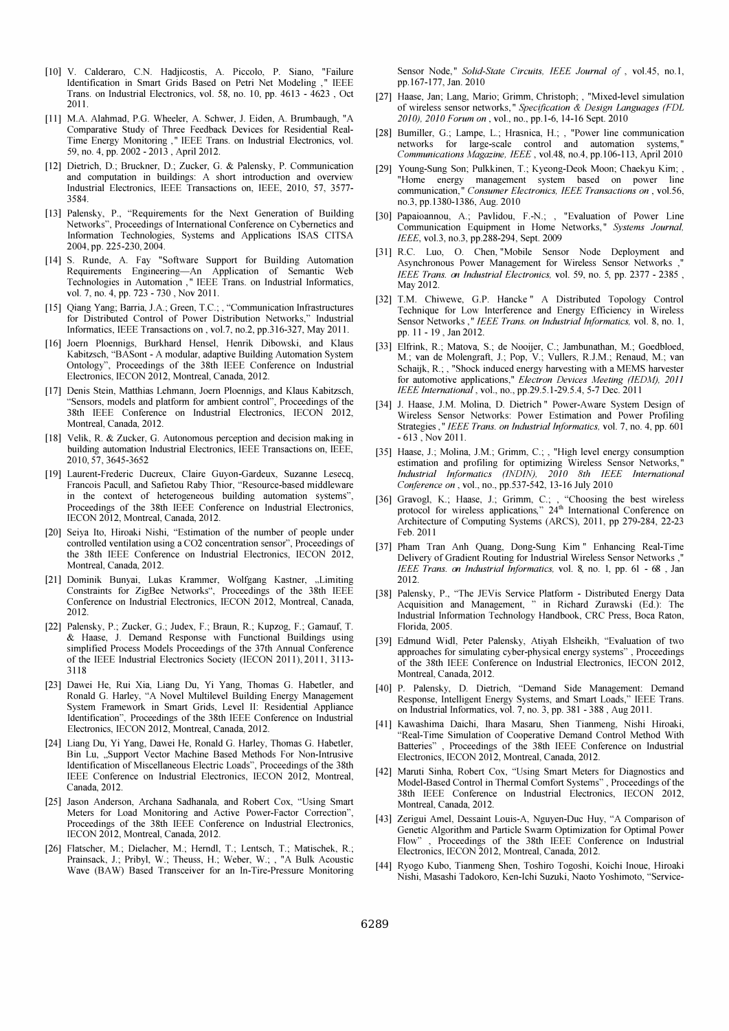[10] V. Calderaro, C.N. Hadjicostis, A. Piccolo, P. Siano, "Failure Identification in Smart Grids Based on Petri Net Modeling ," IEEE Trans. on Industrial Electronics, vol. 58, no. 10, pp. 4613 - 4623 , Oct 2011.

[11] M.A. Alahmad, P.G. Wheeler, A. Schwer, J. Eiden, A. Brumbaugh, "A Comparative Study of Three Feedback Devices for Residential Real-Time Energy Monitoring ," IEEE Trans. on Industrial Electronics, vol. 59, no. 4, pp. 2002 - 2013 , April 2012.

[12] Dietrich, D.; Bruckner, D.; Zucker, G. & Palensky, P. Communication and computation in buildings: A short introduction and overview Industrial Electronics, IEEE Transactions on, IEEE, 2010, 57, 3577-3584.

[13] Palensky, P., "Requirements for the Next Generation of Building Networks", Proceedings of International Conference on Cybernetics and Information Technologies, Systems and Applications ISAS CITSA 2004, pp. 225-230, 2004.

[14] S. Runde, A. Fay "Software Support for Building Automation Requirements Engineering—An Application of Semantic Web Technologies in Automation ," IEEE Trans. on Industrial Informatics, vol. 7, no. 4, pp. 723 - 730 , Nov 2011.

[15] Qiang Yang; Barria, J.A.; Green, T.C.; , "Communication Infrastructures for Distributed Control of Power Distribution Networks," Industrial Informatics, IEEE Transactions on , vol.7, no.2, pp.316-327, May 2011.

[16] Joern Ploennigs, Burkhard Hensel, Henrik Dibowski, and Klaus Kabitzsch, "BASont - A modular, adaptive Building Automation System Ontology", Proceedings of the 38th IEEE Conference on Industrial Electronics, IECON 2012, Montreal, Canada, 2012.

[17] Denis Stein, Matthias Lehmann, Joern Ploennigs, and Klaus Kabitzsch, "Sensors, models and platform for ambient control", Proceedings of the 38th IEEE Conference on Industrial Electronics, IECON 2012, Montreal, Canada, 2012.

[18] Velik, R. & Zucker, G. Autonomous perception and decision making in building automation Industrial Electronics, IEEE Transactions on, IEEE, 2010, 57, 3645-3652

[19] Laurent-Frederic Ducreux, Claire Guyon-Gardeux, Suzanne Lesecq, Francois Pacull, and Safietou Raby Thior, "Resource-based middleware in the context of heterogeneous building automation systems", Proceedings of the 38th IEEE Conference on Industrial Electronics, IECON 2012, Montreal, Canada, 2012.

[20] Seiya Ito, Hiroaki Nishi, "Estimation of the number of people under controlled ventilation using a CO2 concentration sensor", Proceedings of the 38th IEEE Conference on Industrial Electronics, IECON 2012, Montreal, Canada, 2012.

[21] Dominik Bunyai, Lukas Krammer, Wolfgang Kastner, „Limiting Constraints for ZigBee Networks", Proceedings of the 38th IEEE Conference on Industrial Electronics, IECON 2012, Montreal, Canada, 2012.

[22] Palensky, P.; Zucker, G.; Judex, F.; Braun, R.; Kupzog, F.; Gamauf, T. & Haase, J. Demand Response with Functional Buildings using simplified Process Models Proceedings of the 37th Annual Conference of the IEEE Industrial Electronics Society (IECON 2011), 2011, 3113-3118

[23] Dawei He, Rui Xia, Liang Du, Yi Yang, Thomas G. Habetler, and Ronald G. Harley, "A Novel Multilevel Building Energy Management System Framework in Smart Grids, Level II: Residential Appliance Identification", Proceedings of the 38th IEEE Conference on Industrial Electronics, IECON 2012, Montreal, Canada, 2012.

[24] Liang Du, Yi Yang, Dawei He, Ronald G. Harley, Thomas G. Habetler, Bin Lu, „Support Vector Machine Based Methods For Non-Intrusive Identification of Miscellaneous Electric Loads", Proceedings of the 38th IEEE Conference on Industrial Electronics, IECON 2012, Montreal, Canada, 2012.

[25] Jason Anderson, Archana Sadhanala, and Robert Cox, "Using Smart Meters for Load Monitoring and Active Power-Factor Correction", Proceedings of the 38th IEEE Conference on Industrial Electronics, IECON 2012, Montreal, Canada, 2012.

[26] Flatscher, M.; Dielacher, M.; Herndl, T.; Lentsch, T.; Matischek, R.; Prainsack, J.; Pribyl, W.; Theuss, H.; Weber, W.; , "A Bulk Acoustic Wave (BAW) Based Transceiver for an In-Tire-Pressure Monitoring Sensor Node," *Solid-State Circuits, IEEE Journal of* , vol.45, no.1, pp.167-177, Jan. 2010

[27] Haase, Jan; Lang, Mario; Grimm, Christoph; , "Mixed-level simulation of wireless sensor networks," *Specification & Design Languages (FDL 2010), 2010 Forum on* , vol., no., pp.1-6, 14-16 Sept. 2010

[28] Bumiller, G.; Lampe, L.; Hrasnica, H.; , "Power line communication networks for large-scale control and automation systems," *Communications Magazine, IEEE* , vol.48, no.4, pp.106-113, April 2010

[29] Young-Sung Son; Pulkkinen, T.; Kyeong-Deok Moon; Chaekyu Kim; , "Home energy management system based on power line communication," *Consumer Electronics, IEEE Transactions on* , vol.56, no.3, pp.1380-1386, Aug. 2010

[30] Papaioannou, A.; Pavlidou, F.-N.; , "Evaluation of Power Line Communication Equipment in Home Networks," *Systems Journal, IEEE*, vol.3, no.3, pp.288-294, Sept. 2009

[31] R.C. Luo, O. Chen, "Mobile Sensor Node Deployment and Asynchronous Power Management for Wireless Sensor Networks ," *IEEE Trans. on Industrial Electronics,* vol. 59, no. 5, pp. 2377 - 2385 , May 2012.

[32] T.M. Chiwewe, G.P. Hancke " A Distributed Topology Control Technique for Low Interference and Energy Efficiency in Wireless Sensor Networks ," *IEEE Trans. on Industrial Informatics,* vol. 8, no. 1, pp. 11 - 19 , Jan 2012.

[33] Elfrink, R.; Matova, S.; de Nooijer, C.; Jambunathan, M.; Goedbloed, M.; van de Molengraft, J.; Pop, V.; Vullers, R.J.M.; Renaud, M.; van Schaijk, R.; , "Shock induced energy harvesting with a MEMS harvester for automotive applications," *Electron Devices Meeting (IEDM), 2011 IEEE International* , vol., no., pp.29.5.1-29.5.4, 5-7 Dec. 2011

[34] J. Haase, J.M. Molina, D. Dietrich " Power-Aware System Design of Wireless Sensor Networks: Power Estimation and Power Profiling Strategies ," *IEEE Trans. on Industrial Informatics,* vol. 7, no. 4, pp. 601 - 613 , Nov 2011.

[35] Haase, J.; Molina, J.M.; Grimm, C.; , "High level energy consumption estimation and profiling for optimizing Wireless Sensor Networks," *Industrial Informatics (INDIN), 2010 8th IEEE International Conference on* , vol., no., pp.537-542, 13-16 July 2010

[36] Gravogl, K.; Haase, J.; Grimm, C.; , "Choosing the best wireless protocol for wireless applications," 24th International Conference on Architecture of Computing Systems (ARCS), 2011, pp 279-284, 22-23 Feb. 2011

[37] Pham Tran Anh Quang, Dong-Sung Kim " Enhancing Real-Time Delivery of Gradient Routing for Industrial Wireless Sensor Networks ," *IEEE Trans. on Industrial Informatics,* vol. 8, no. 1, pp. 61 - 68 , Jan 2012.

[38] Palensky, P., "The JEVis Service Platform - Distributed Energy Data Acquisition and Management, " in Richard Zurawski (Ed.): The Industrial Information Technology Handbook, CRC Press, Boca Raton, Florida, 2005.

[39] Edmund Widl, Peter Palensky, Atiyah Elsheikh, "Evaluation of two approaches for simulating cyber-physical energy systems" , Proceedings of the 38th IEEE Conference on Industrial Electronics, IECON 2012, Montreal, Canada, 2012.

[40] P. Palensky, D. Dietrich, "Demand Side Management: Demand Response, Intelligent Energy Systems, and Smart Loads," IEEE Trans. on Industrial Informatics, vol. 7, no. 3, pp. 381 - 388 , Aug 2011.

[41] Kawashima Daichi, Ihara Masaru, Shen Tianmeng, Nishi Hiroaki, "Real-Time Simulation of Cooperative Demand Control Method With Batteries" , Proceedings of the 38th IEEE Conference on Industrial Electronics, IECON 2012, Montreal, Canada, 2012.

[42] Maruti Sinha, Robert Cox, "Using Smart Meters for Diagnostics and Model-Based Control in Thermal Comfort Systems" , Proceedings of the 38th IEEE Conference on Industrial Electronics, IECON 2012, Montreal, Canada, 2012.

[43] Zerigui Amel, Dessaint Louis-A, Nguyen-Duc Huy, "A Comparison of Genetic Algorithm and Particle Swarm Optimization for Optimal Power Flow" , Proceedings of the 38th IEEE Conference on Industrial Electronics, IECON 2012, Montreal, Canada, 2012.

[44] Ryogo Kubo, Tianmeng Shen, Toshiro Togoshi, Koichi Inoue, Hiroaki Nishi, Masashi Tadokoro, Ken-Ichi Suzuki, Naoto Yoshimoto, "Service-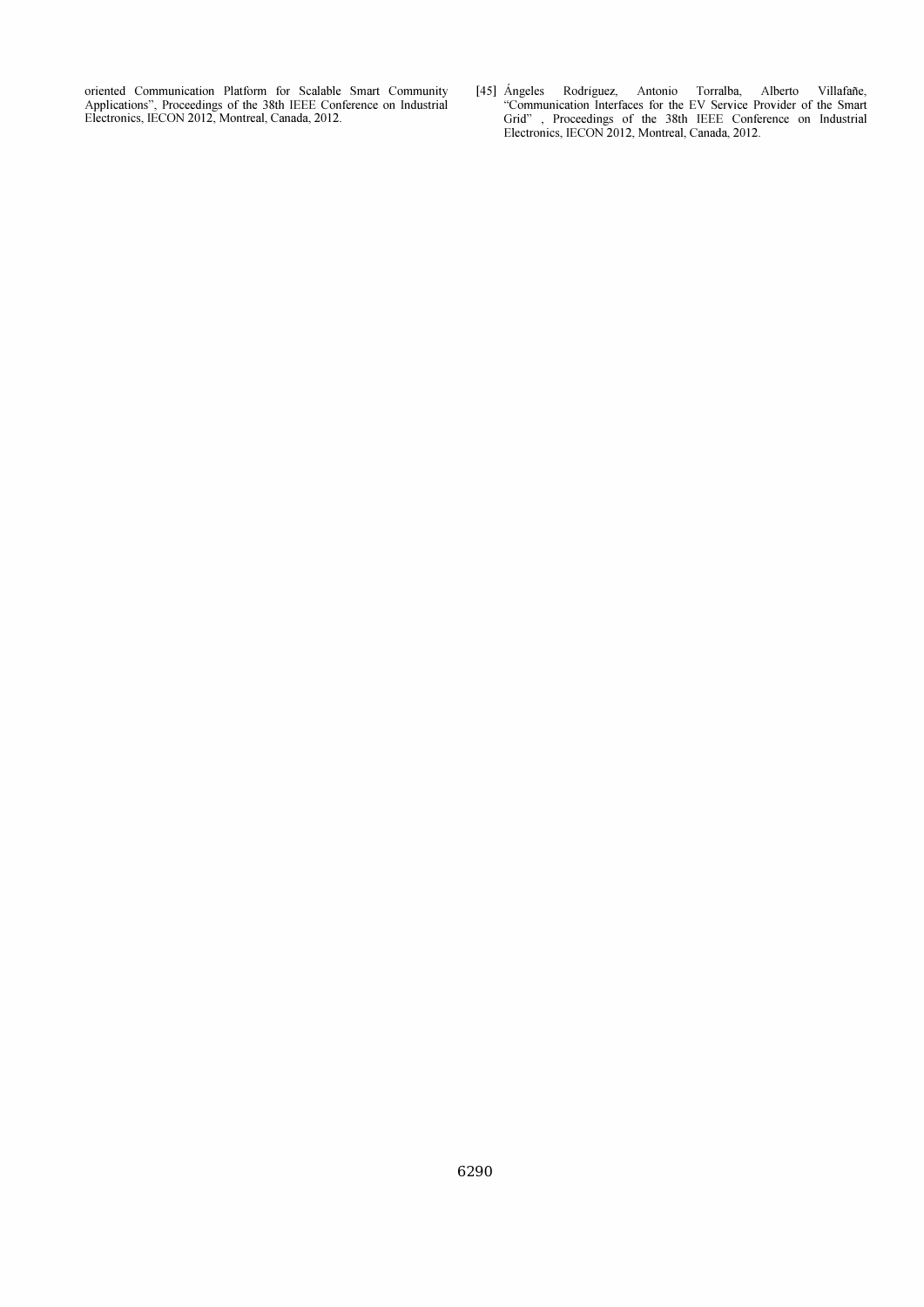oriented Communication Platform for Scalable Smart Community Applications", Proceedings of the 38th IEEE Conference on Industrial Electronics, IECON 2012, Montreal, Canada, 2012.

[45] Ángeles Rodríguez, Antonio Torralba, Alberto Villafañe, "Communication Interfaces for the EV Service Provider of the Smart Grid" , Proceedings of the 38th IEEE Conference on Industrial Electronics, IECON 2012, Montreal, Canada, 2012.